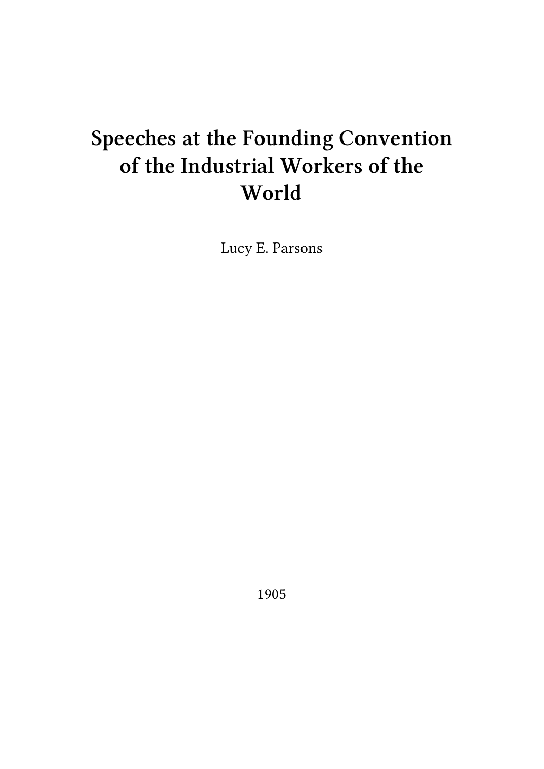# Speeches at the Founding Convention of the Industrial Workers of the World

Lucy E. Parsons

1905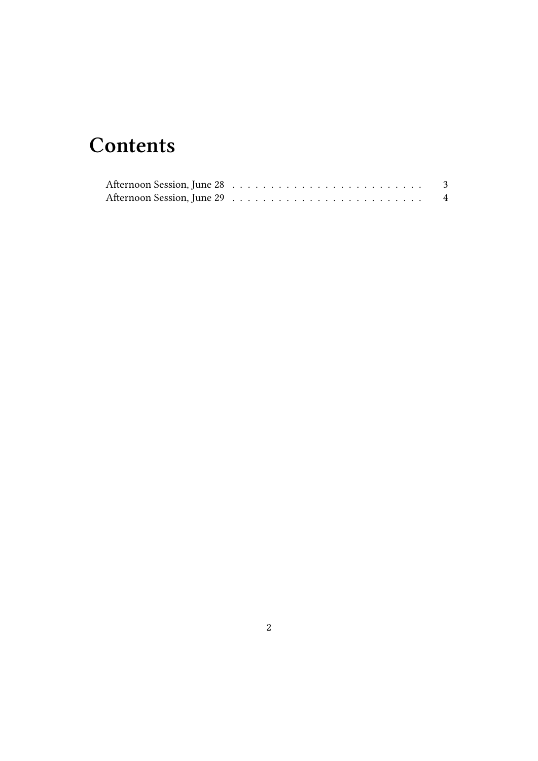# Contents

Afternoon Session, June 28 . . . . . . . . . . . . . . . . . . . . . . . . . 3
Afternoon Session, June 29 . . . . . . . . . . . . . . . . . . . . . . . . . 4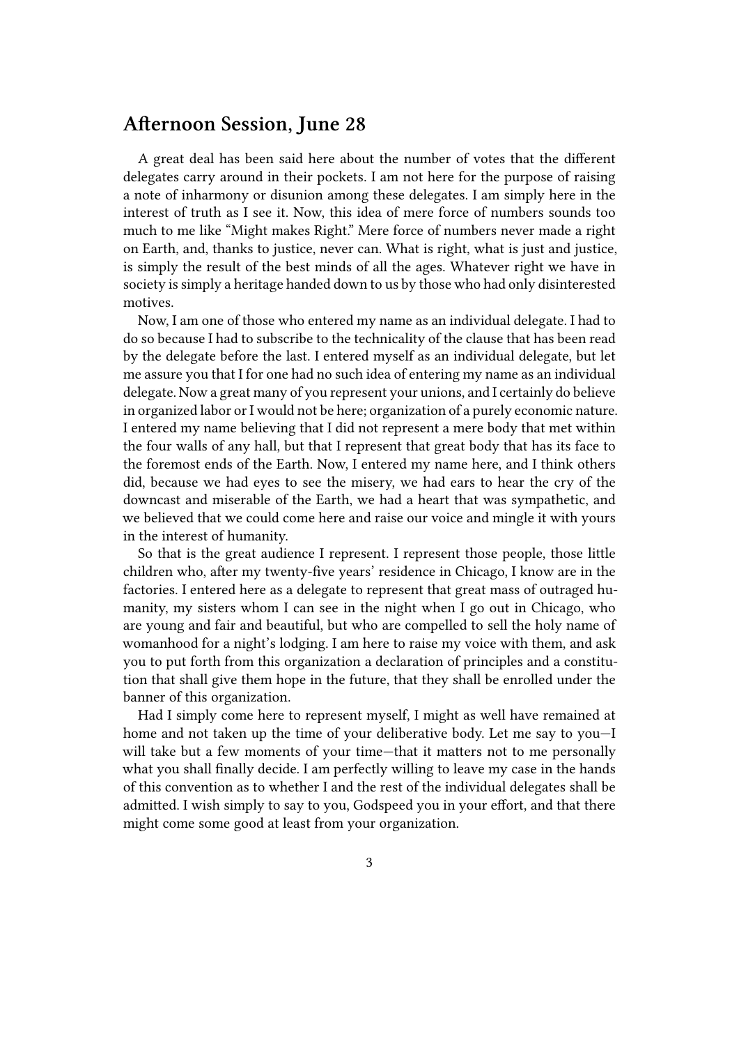## Afternoon Session, June 28

A great deal has been said here about the number of votes that the different delegates carry around in their pockets. I am not here for the purpose of raising a note of inharmony or disunion among these delegates. I am simply here in the interest of truth as I see it. Now, this idea of mere force of numbers sounds too much to me like "Might makes Right." Mere force of numbers never made a right on Earth, and, thanks to justice, never can. What is right, what is just and justice, is simply the result of the best minds of all the ages. Whatever right we have in society is simply a heritage handed down to us by those who had only disinterested motives.

Now, I am one of those who entered my name as an individual delegate. I had to do so because I had to subscribe to the technicality of the clause that has been read by the delegate before the last. I entered myself as an individual delegate, but let me assure you that I for one had no such idea of entering my name as an individual delegate. Now a great many of you represent your unions, and I certainly do believe in organized labor or I would not be here; organization of a purely economic nature. I entered my name believing that I did not represent a mere body that met within the four walls of any hall, but that I represent that great body that has its face to the foremost ends of the Earth. Now, I entered my name here, and I think others did, because we had eyes to see the misery, we had ears to hear the cry of the downcast and miserable of the Earth, we had a heart that was sympathetic, and we believed that we could come here and raise our voice and mingle it with yours in the interest of humanity.

So that is the great audience I represent. I represent those people, those little children who, after my twenty-five years' residence in Chicago, I know are in the factories. I entered here as a delegate to represent that great mass of outraged humanity, my sisters whom I can see in the night when I go out in Chicago, who are young and fair and beautiful, but who are compelled to sell the holy name of womanhood for a night's lodging. I am here to raise my voice with them, and ask you to put forth from this organization a declaration of principles and a constitution that shall give them hope in the future, that they shall be enrolled under the banner of this organization.

Had I simply come here to represent myself, I might as well have remained at home and not taken up the time of your deliberative body. Let me say to you—I will take but a few moments of your time—that it matters not to me personally what you shall finally decide. I am perfectly willing to leave my case in the hands of this convention as to whether I and the rest of the individual delegates shall be admitted. I wish simply to say to you, Godspeed you in your effort, and that there might come some good at least from your organization.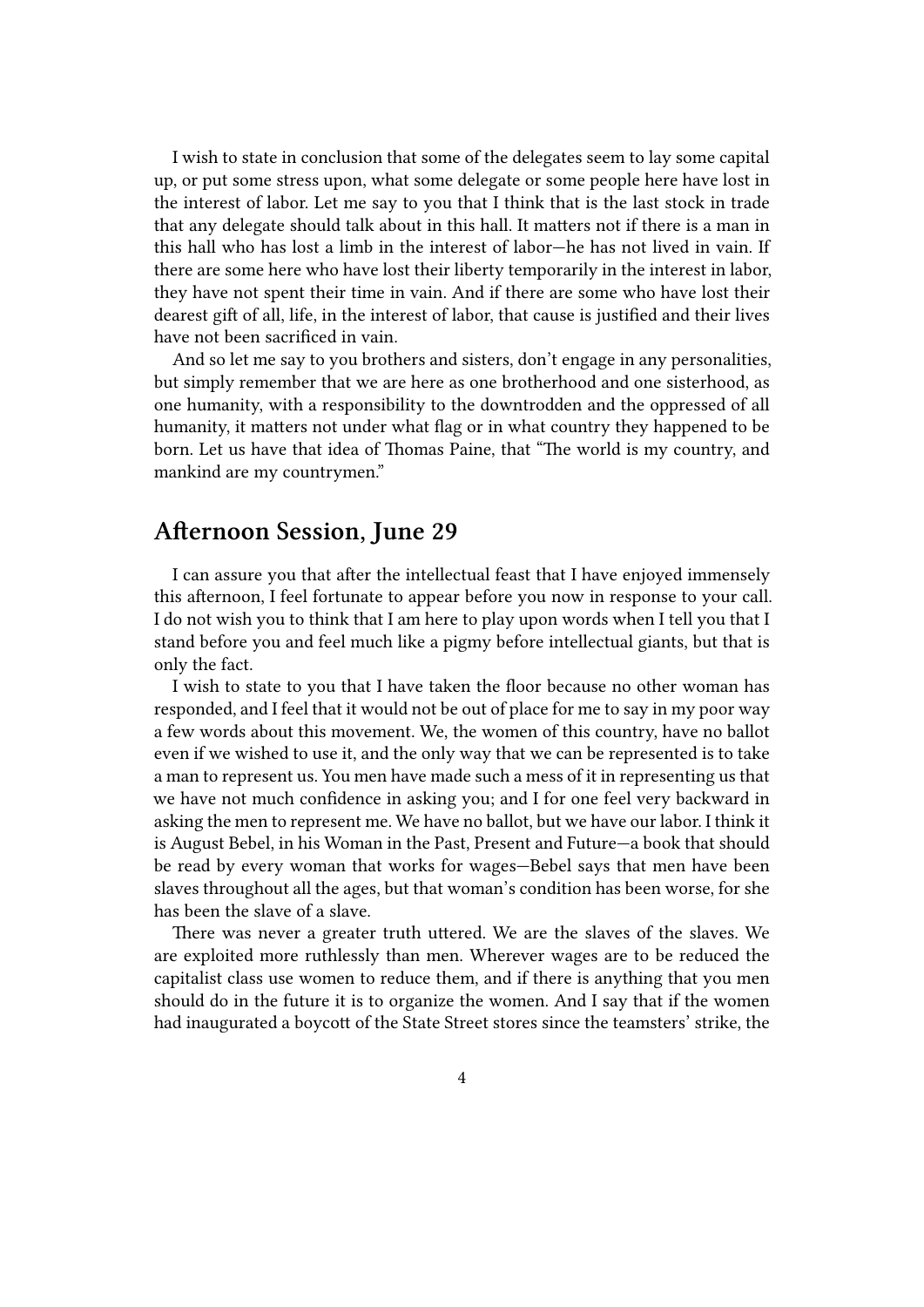I wish to state in conclusion that some of the delegates seem to lay some capital up, or put some stress upon, what some delegate or some people here have lost in the interest of labor. Let me say to you that I think that is the last stock in trade that any delegate should talk about in this hall. It matters not if there is a man in this hall who has lost a limb in the interest of labor—he has not lived in vain. If there are some here who have lost their liberty temporarily in the interest in labor, they have not spent their time in vain. And if there are some who have lost their dearest gift of all, life, in the interest of labor, that cause is justified and their lives have not been sacrificed in vain.

And so let me say to you brothers and sisters, don't engage in any personalities, but simply remember that we are here as one brotherhood and one sisterhood, as one humanity, with a responsibility to the downtrodden and the oppressed of all humanity, it matters not under what flag or in what country they happened to be born. Let us have that idea of Thomas Paine, that "The world is my country, and mankind are my countrymen."

## Afternoon Session, June 29

I can assure you that after the intellectual feast that I have enjoyed immensely this afternoon, I feel fortunate to appear before you now in response to your call. I do not wish you to think that I am here to play upon words when I tell you that I stand before you and feel much like a pigmy before intellectual giants, but that is only the fact.

I wish to state to you that I have taken the floor because no other woman has responded, and I feel that it would not be out of place for me to say in my poor way a few words about this movement. We, the women of this country, have no ballot even if we wished to use it, and the only way that we can be represented is to take a man to represent us. You men have made such a mess of it in representing us that we have not much confidence in asking you; and I for one feel very backward in asking the men to represent me. We have no ballot, but we have our labor. I think it is August Bebel, in his Woman in the Past, Present and Future—a book that should be read by every woman that works for wages—Bebel says that men have been slaves throughout all the ages, but that woman's condition has been worse, for she has been the slave of a slave.

There was never a greater truth uttered. We are the slaves of the slaves. We are exploited more ruthlessly than men. Wherever wages are to be reduced the capitalist class use women to reduce them, and if there is anything that you men should do in the future it is to organize the women. And I say that if the women had inaugurated a boycott of the State Street stores since the teamsters' strike, the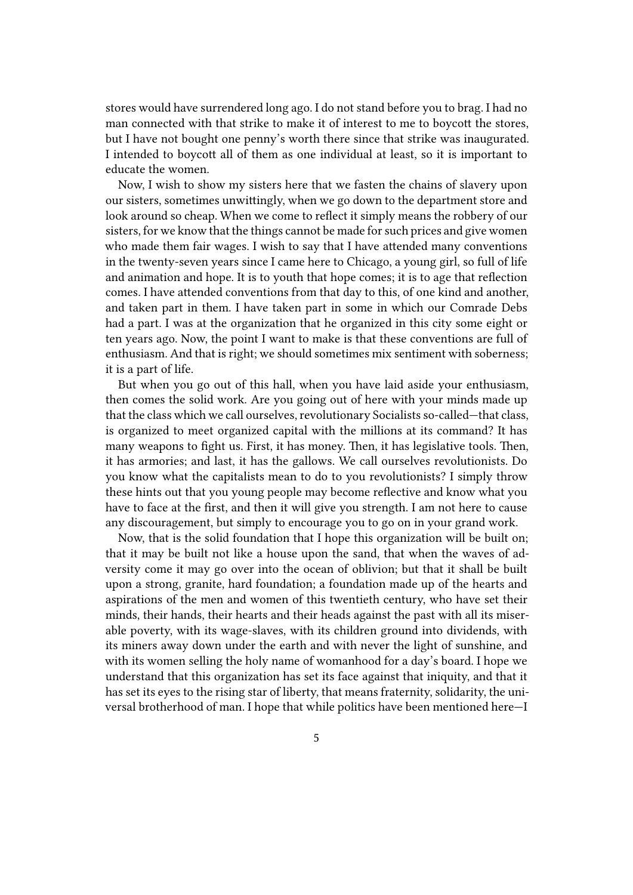stores would have surrendered long ago. I do not stand before you to brag. I had no man connected with that strike to make it of interest to me to boycott the stores, but I have not bought one penny's worth there since that strike was inaugurated. I intended to boycott all of them as one individual at least, so it is important to educate the women.

Now, I wish to show my sisters here that we fasten the chains of slavery upon our sisters, sometimes unwittingly, when we go down to the department store and look around so cheap. When we come to reflect it simply means the robbery of our sisters, for we know that the things cannot be made for such prices and give women who made them fair wages. I wish to say that I have attended many conventions in the twenty-seven years since I came here to Chicago, a young girl, so full of life and animation and hope. It is to youth that hope comes; it is to age that reflection comes. I have attended conventions from that day to this, of one kind and another, and taken part in them. I have taken part in some in which our Comrade Debs had a part. I was at the organization that he organized in this city some eight or ten years ago. Now, the point I want to make is that these conventions are full of enthusiasm. And that is right; we should sometimes mix sentiment with soberness; it is a part of life.

But when you go out of this hall, when you have laid aside your enthusiasm, then comes the solid work. Are you going out of here with your minds made up that the class which we call ourselves, revolutionary Socialists so-called—that class, is organized to meet organized capital with the millions at its command? It has many weapons to fight us. First, it has money. Then, it has legislative tools. Then, it has armories; and last, it has the gallows. We call ourselves revolutionists. Do you know what the capitalists mean to do to you revolutionists? I simply throw these hints out that you young people may become reflective and know what you have to face at the first, and then it will give you strength. I am not here to cause any discouragement, but simply to encourage you to go on in your grand work.

Now, that is the solid foundation that I hope this organization will be built on; that it may be built not like a house upon the sand, that when the waves of adversity come it may go over into the ocean of oblivion; but that it shall be built upon a strong, granite, hard foundation; a foundation made up of the hearts and aspirations of the men and women of this twentieth century, who have set their minds, their hands, their hearts and their heads against the past with all its miserable poverty, with its wage-slaves, with its children ground into dividends, with its miners away down under the earth and with never the light of sunshine, and with its women selling the holy name of womanhood for a day's board. I hope we understand that this organization has set its face against that iniquity, and that it has set its eyes to the rising star of liberty, that means fraternity, solidarity, the universal brotherhood of man. I hope that while politics have been mentioned here—I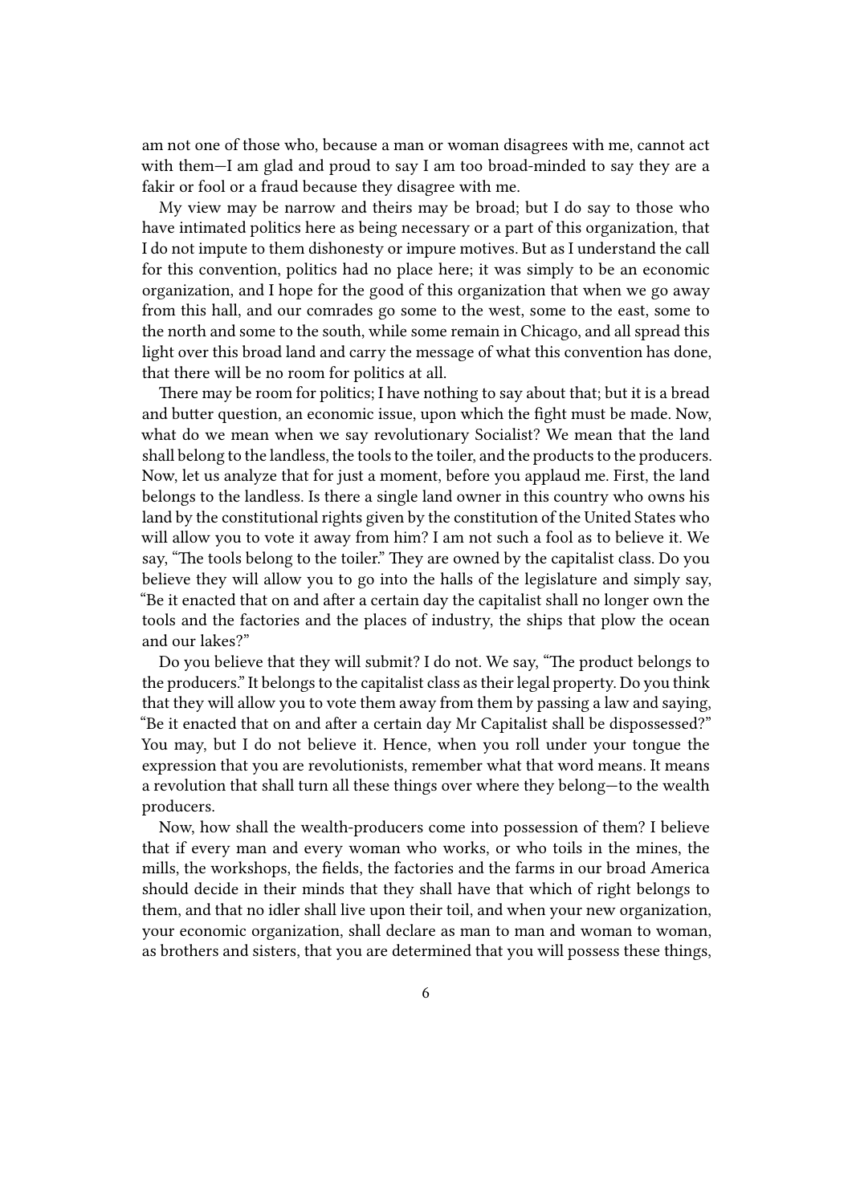am not one of those who, because a man or woman disagrees with me, cannot act with them—I am glad and proud to say I am too broad-minded to say they are a fakir or fool or a fraud because they disagree with me.

My view may be narrow and theirs may be broad; but I do say to those who have intimated politics here as being necessary or a part of this organization, that I do not impute to them dishonesty or impure motives. But as I understand the call for this convention, politics had no place here; it was simply to be an economic organization, and I hope for the good of this organization that when we go away from this hall, and our comrades go some to the west, some to the east, some to the north and some to the south, while some remain in Chicago, and all spread this light over this broad land and carry the message of what this convention has done, that there will be no room for politics at all.

There may be room for politics; I have nothing to say about that; but it is a bread and butter question, an economic issue, upon which the fight must be made. Now, what do we mean when we say revolutionary Socialist? We mean that the land shall belong to the landless, the tools to the toiler, and the products to the producers. Now, let us analyze that for just a moment, before you applaud me. First, the land belongs to the landless. Is there a single land owner in this country who owns his land by the constitutional rights given by the constitution of the United States who will allow you to vote it away from him? I am not such a fool as to believe it. We say, "The tools belong to the toiler." They are owned by the capitalist class. Do you believe they will allow you to go into the halls of the legislature and simply say, "Be it enacted that on and after a certain day the capitalist shall no longer own the tools and the factories and the places of industry, the ships that plow the ocean and our lakes?"

Do you believe that they will submit? I do not. We say, "The product belongs to the producers." It belongs to the capitalist class as their legal property. Do you think that they will allow you to vote them away from them by passing a law and saying, "Be it enacted that on and after a certain day Mr Capitalist shall be dispossessed?" You may, but I do not believe it. Hence, when you roll under your tongue the expression that you are revolutionists, remember what that word means. It means a revolution that shall turn all these things over where they belong—to the wealth producers.

Now, how shall the wealth-producers come into possession of them? I believe that if every man and every woman who works, or who toils in the mines, the mills, the workshops, the fields, the factories and the farms in our broad America should decide in their minds that they shall have that which of right belongs to them, and that no idler shall live upon their toil, and when your new organization, your economic organization, shall declare as man to man and woman to woman, as brothers and sisters, that you are determined that you will possess these things,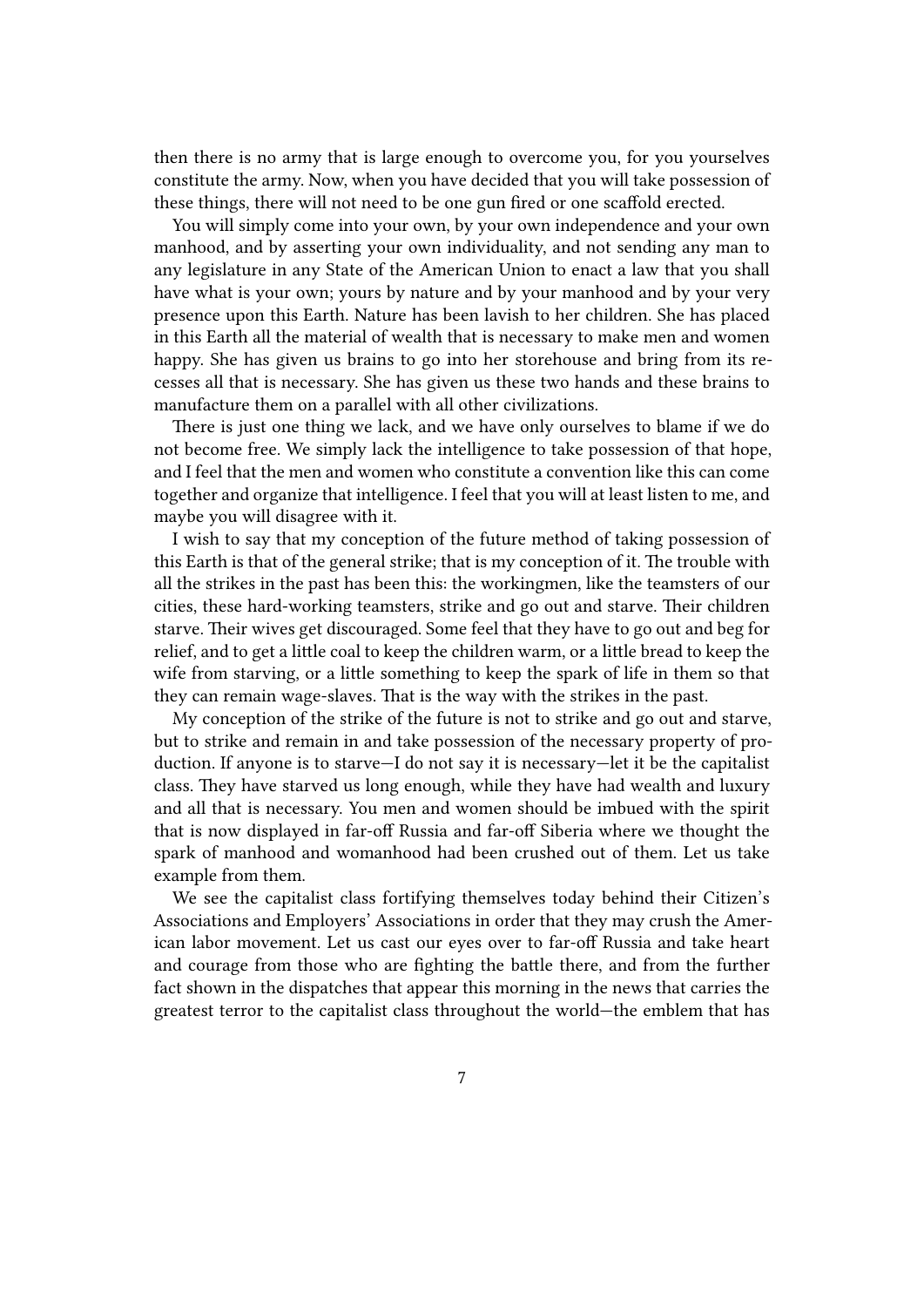then there is no army that is large enough to overcome you, for you yourselves constitute the army. Now, when you have decided that you will take possession of these things, there will not need to be one gun fired or one scaffold erected.

You will simply come into your own, by your own independence and your own manhood, and by asserting your own individuality, and not sending any man to any legislature in any State of the American Union to enact a law that you shall have what is your own; yours by nature and by your manhood and by your very presence upon this Earth. Nature has been lavish to her children. She has placed in this Earth all the material of wealth that is necessary to make men and women happy. She has given us brains to go into her storehouse and bring from its recesses all that is necessary. She has given us these two hands and these brains to manufacture them on a parallel with all other civilizations.

There is just one thing we lack, and we have only ourselves to blame if we do not become free. We simply lack the intelligence to take possession of that hope, and I feel that the men and women who constitute a convention like this can come together and organize that intelligence. I feel that you will at least listen to me, and maybe you will disagree with it.

I wish to say that my conception of the future method of taking possession of this Earth is that of the general strike; that is my conception of it. The trouble with all the strikes in the past has been this: the workingmen, like the teamsters of our cities, these hard-working teamsters, strike and go out and starve. Their children starve. Their wives get discouraged. Some feel that they have to go out and beg for relief, and to get a little coal to keep the children warm, or a little bread to keep the wife from starving, or a little something to keep the spark of life in them so that they can remain wage-slaves. That is the way with the strikes in the past.

My conception of the strike of the future is not to strike and go out and starve, but to strike and remain in and take possession of the necessary property of production. If anyone is to starve—I do not say it is necessary—let it be the capitalist class. They have starved us long enough, while they have had wealth and luxury and all that is necessary. You men and women should be imbued with the spirit that is now displayed in far-off Russia and far-off Siberia where we thought the spark of manhood and womanhood had been crushed out of them. Let us take example from them.

We see the capitalist class fortifying themselves today behind their Citizen's Associations and Employers' Associations in order that they may crush the American labor movement. Let us cast our eyes over to far-off Russia and take heart and courage from those who are fighting the battle there, and from the further fact shown in the dispatches that appear this morning in the news that carries the greatest terror to the capitalist class throughout the world—the emblem that has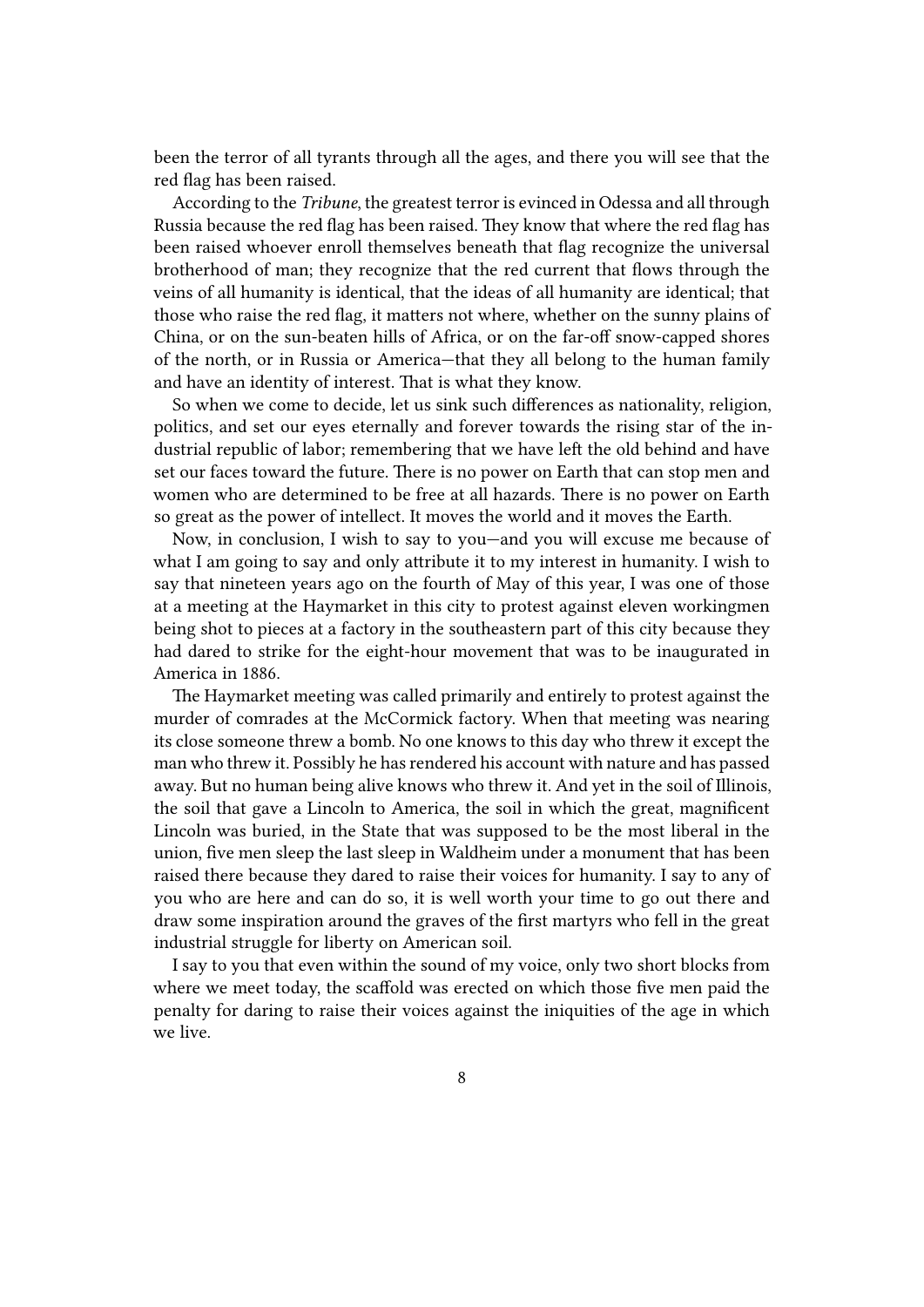been the terror of all tyrants through all the ages, and there you will see that the red flag has been raised.

According to the *Tribune*, the greatest terror is evinced in Odessa and all through Russia because the red flag has been raised. They know that where the red flag has been raised whoever enroll themselves beneath that flag recognize the universal brotherhood of man; they recognize that the red current that flows through the veins of all humanity is identical, that the ideas of all humanity are identical; that those who raise the red flag, it matters not where, whether on the sunny plains of China, or on the sun-beaten hills of Africa, or on the far-off snow-capped shores of the north, or in Russia or America—that they all belong to the human family and have an identity of interest. That is what they know.

So when we come to decide, let us sink such differences as nationality, religion, politics, and set our eyes eternally and forever towards the rising star of the industrial republic of labor; remembering that we have left the old behind and have set our faces toward the future. There is no power on Earth that can stop men and women who are determined to be free at all hazards. There is no power on Earth so great as the power of intellect. It moves the world and it moves the Earth.

Now, in conclusion, I wish to say to you—and you will excuse me because of what I am going to say and only attribute it to my interest in humanity. I wish to say that nineteen years ago on the fourth of May of this year, I was one of those at a meeting at the Haymarket in this city to protest against eleven workingmen being shot to pieces at a factory in the southeastern part of this city because they had dared to strike for the eight-hour movement that was to be inaugurated in America in 1886.

The Haymarket meeting was called primarily and entirely to protest against the murder of comrades at the McCormick factory. When that meeting was nearing its close someone threw a bomb. No one knows to this day who threw it except the man who threw it. Possibly he has rendered his account with nature and has passed away. But no human being alive knows who threw it. And yet in the soil of Illinois, the soil that gave a Lincoln to America, the soil in which the great, magnificent Lincoln was buried, in the State that was supposed to be the most liberal in the union, five men sleep the last sleep in Waldheim under a monument that has been raised there because they dared to raise their voices for humanity. I say to any of you who are here and can do so, it is well worth your time to go out there and draw some inspiration around the graves of the first martyrs who fell in the great industrial struggle for liberty on American soil.

I say to you that even within the sound of my voice, only two short blocks from where we meet today, the scaffold was erected on which those five men paid the penalty for daring to raise their voices against the iniquities of the age in which we live.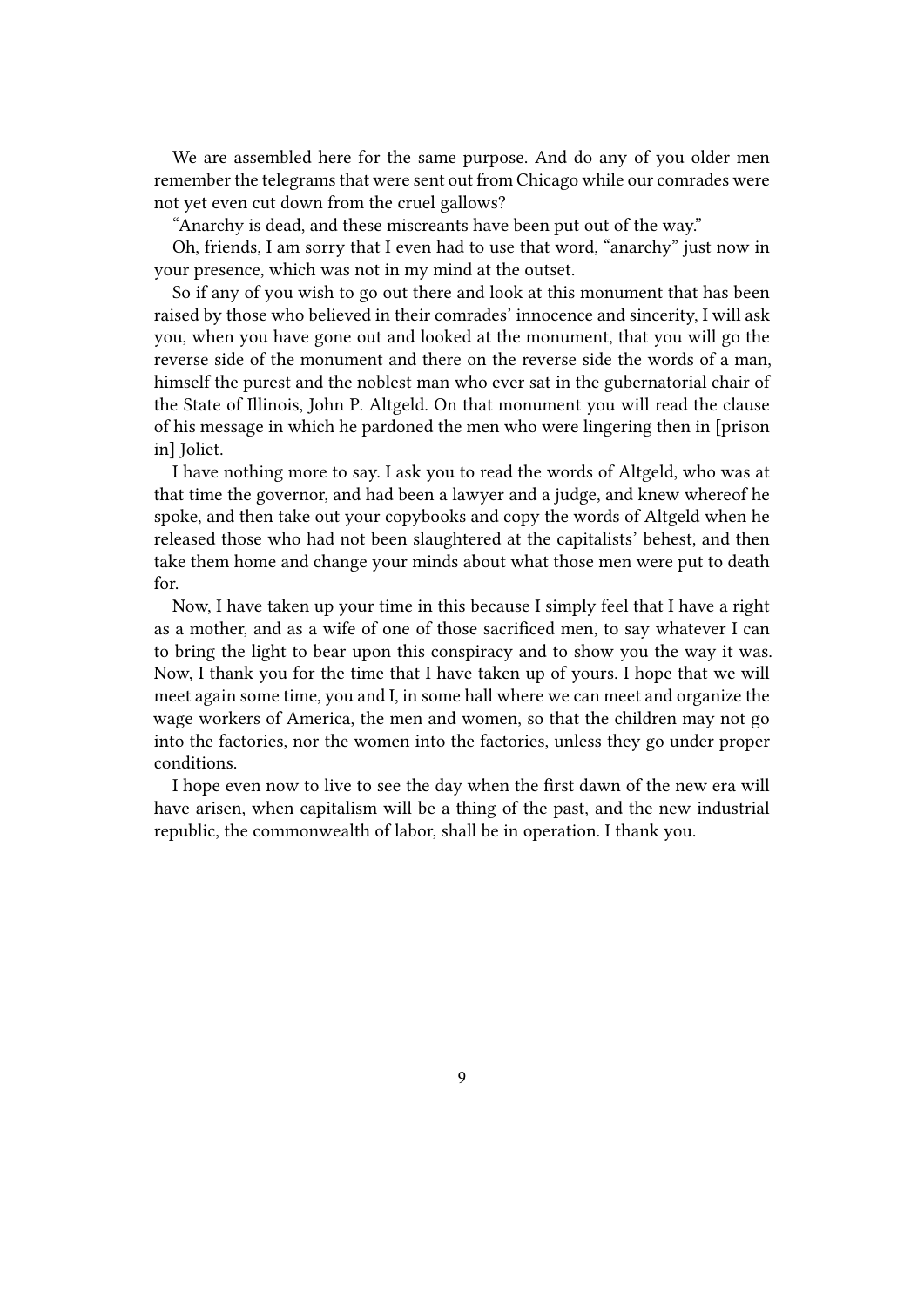We are assembled here for the same purpose. And do any of you older men remember the telegrams that were sent out from Chicago while our comrades were not yet even cut down from the cruel gallows?

"Anarchy is dead, and these miscreants have been put out of the way."

Oh, friends, I am sorry that I even had to use that word, "anarchy" just now in your presence, which was not in my mind at the outset.

So if any of you wish to go out there and look at this monument that has been raised by those who believed in their comrades' innocence and sincerity, I will ask you, when you have gone out and looked at the monument, that you will go the reverse side of the monument and there on the reverse side the words of a man, himself the purest and the noblest man who ever sat in the gubernatorial chair of the State of Illinois, John P. Altgeld. On that monument you will read the clause of his message in which he pardoned the men who were lingering then in [prison in] Joliet.

I have nothing more to say. I ask you to read the words of Altgeld, who was at that time the governor, and had been a lawyer and a judge, and knew whereof he spoke, and then take out your copybooks and copy the words of Altgeld when he released those who had not been slaughtered at the capitalists' behest, and then take them home and change your minds about what those men were put to death for.

Now, I have taken up your time in this because I simply feel that I have a right as a mother, and as a wife of one of those sacrificed men, to say whatever I can to bring the light to bear upon this conspiracy and to show you the way it was. Now, I thank you for the time that I have taken up of yours. I hope that we will meet again some time, you and I, in some hall where we can meet and organize the wage workers of America, the men and women, so that the children may not go into the factories, nor the women into the factories, unless they go under proper conditions.

I hope even now to live to see the day when the first dawn of the new era will have arisen, when capitalism will be a thing of the past, and the new industrial republic, the commonwealth of labor, shall be in operation. I thank you.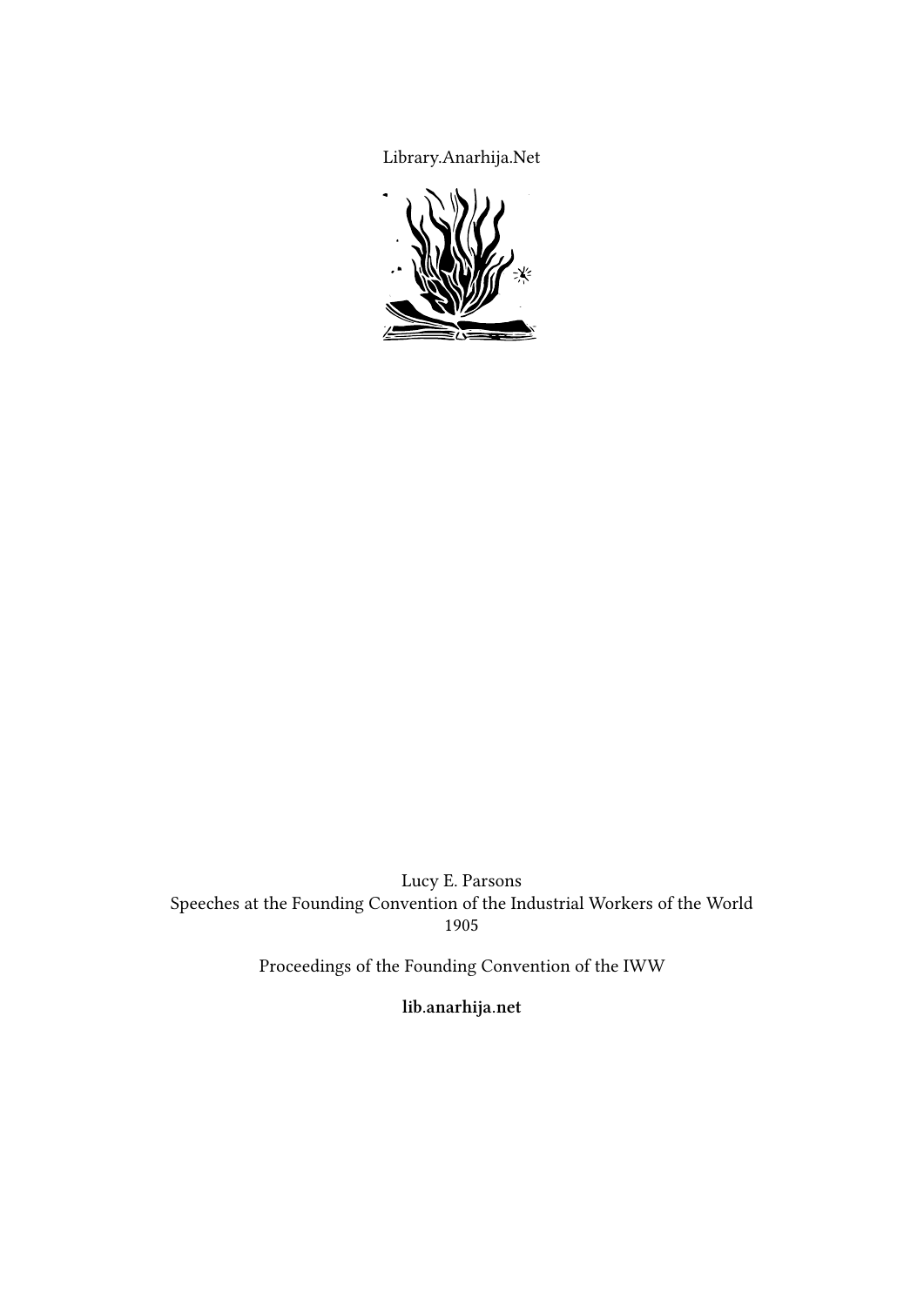Library.Anarhija.Net

Lucy E. Parsons
Speeches at the Founding Convention of the Industrial Workers of the World
1905

Proceedings of the Founding Convention of the IWW

**lib.anarhija.net**